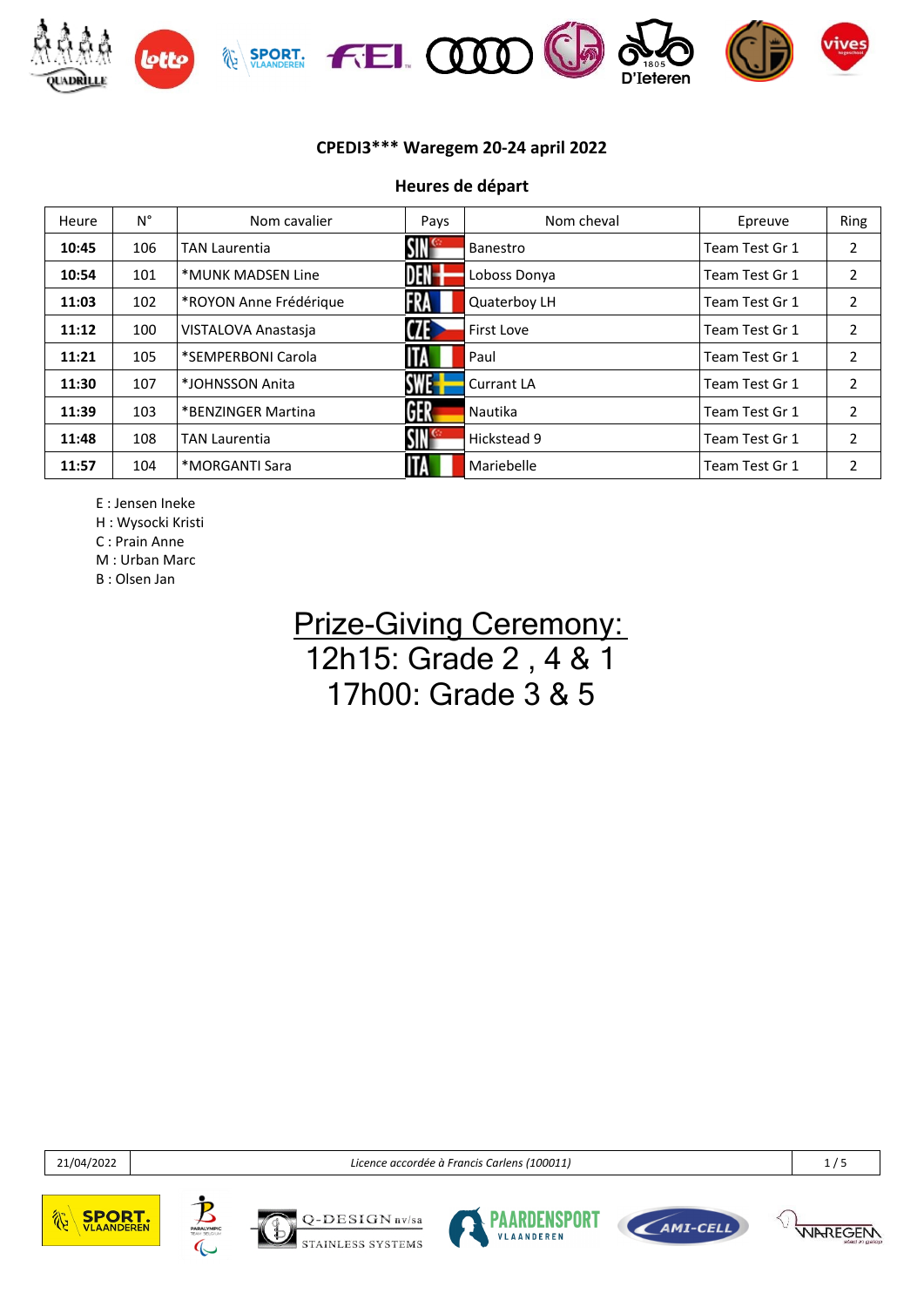## CPEDI3*** Waregem 20-24 april 2022

### Heures de départ

| Heure | N° | Nom cavalier | Pays | Nom cheval | Epreuve | Ring |
|---|---|---|---|---|---|---|
| **10:45** | 106 | TAN Laurentia | SIN | Banestro | Team Test Gr 1 | 2 |
| **10:54** | 101 | *MUNK MADSEN Line | DEN | Loboss Donya | Team Test Gr 1 | 2 |
| **11:03** | 102 | *ROYON Anne Frédérique | FRA | Quaterboy LH | Team Test Gr 1 | 2 |
| **11:12** | 100 | VISTALOVA Anastasja | CZE | First Love | Team Test Gr 1 | 2 |
| **11:21** | 105 | *SEMPERBONI Carola | ITA | Paul | Team Test Gr 1 | 2 |
| **11:30** | 107 | *JOHNSSON Anita | SWE | Currant LA | Team Test Gr 1 | 2 |
| **11:39** | 103 | *BENZINGER Martina | GER | Nautika | Team Test Gr 1 | 2 |
| **11:48** | 108 | TAN Laurentia | SIN | Hickstead 9 | Team Test Gr 1 | 2 |
| **11:57** | 104 | *MORGANTI Sara | ITA | Mariebelle | Team Test Gr 1 | 2 |

E : Jensen Ineke
H : Wysocki Kristi
C : Prain Anne
M : Urban Marc
B : Olsen Jan

Prize-Giving Ceremony:
12h15: Grade 2 , 4 & 1
17h00: Grade 3 & 5

21/04/2022 | *Licence accordée à Francis Carlens (100011)*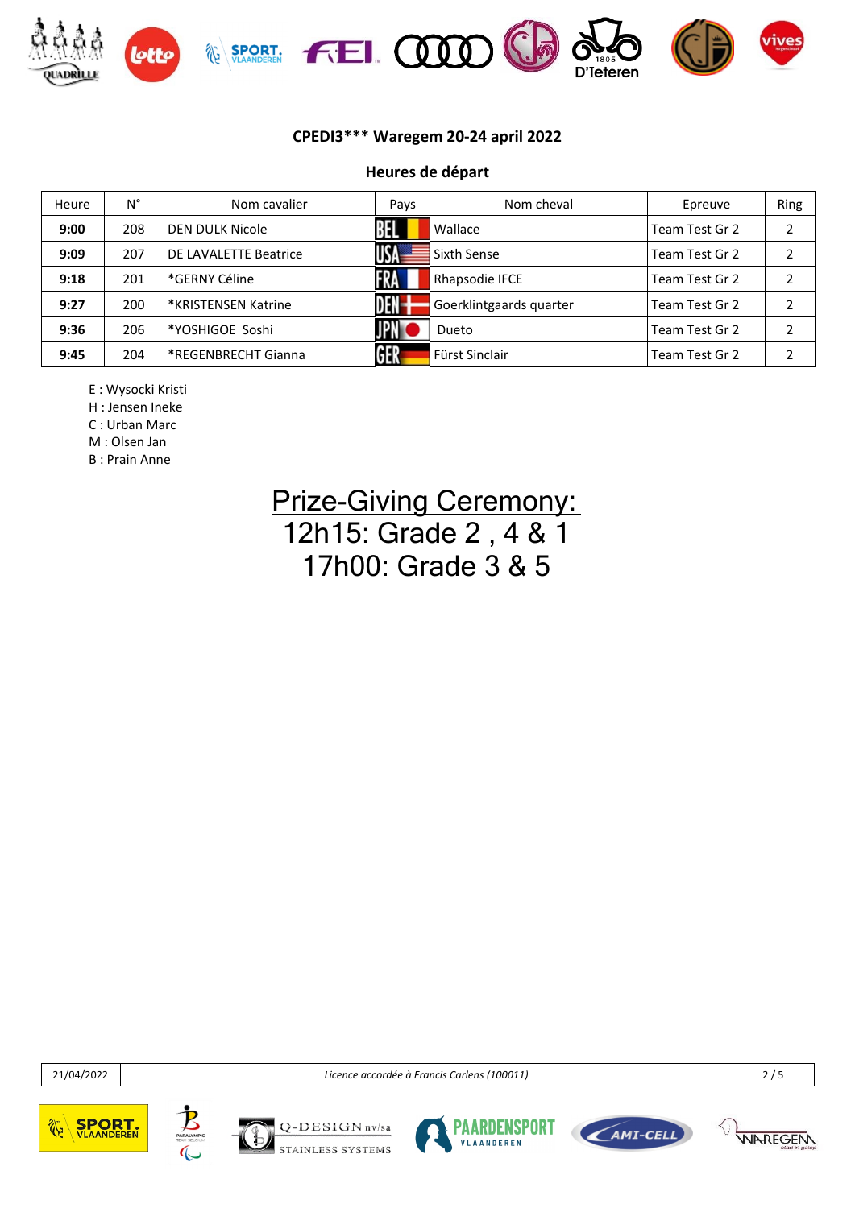**CPEDI3\*\*\* Waregem 20-24 april 2022**

**Heures de départ**

| Heure | N° | Nom cavalier | Pays | Nom cheval | Epreuve | Ring |
|---|---|---|---|---|---|---|
| **9:00** | 208 | DEN DULK Nicole | BEL | Wallace | Team Test Gr 2 | 2 |
| **9:09** | 207 | DE LAVALETTE Beatrice | USA | Sixth Sense | Team Test Gr 2 | 2 |
| **9:18** | 201 | *GERNY Céline | FRA | Rhapsodie IFCE | Team Test Gr 2 | 2 |
| **9:27** | 200 | *KRISTENSEN Katrine | DEN | Goerklintgaards quarter | Team Test Gr 2 | 2 |
| **9:36** | 206 | *YOSHIGOE Soshi | JPN | Dueto | Team Test Gr 2 | 2 |
| **9:45** | 204 | *REGENBRECHT Gianna | GER | Fürst Sinclair | Team Test Gr 2 | 2 |

E : Wysocki Kristi
H : Jensen Ineke
C : Urban Marc
M : Olsen Jan
B : Prain Anne

<u>Prize-Giving Ceremony:</u>
12h15: Grade 2 , 4 & 1
17h00: Grade 3 & 5

21/04/2022 — *Licence accordée à Francis Carlens (100011)*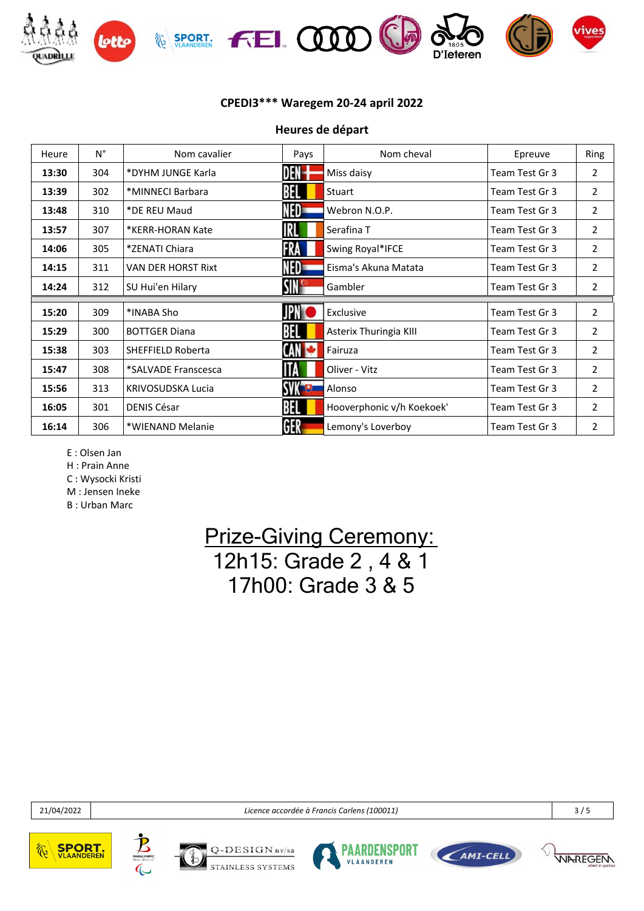## CPEDI3*** Waregem 20-24 april 2022

### Heures de départ

| Heure | N° | Nom cavalier | Pays | Nom cheval | Epreuve | Ring |
|---|---|---|---|---|---|---|
| **13:30** | 304 | *DYHM JUNGE Karla | DEN | Miss daisy | Team Test Gr 3 | 2 |
| **13:39** | 302 | *MINNECI Barbara | BEL | Stuart | Team Test Gr 3 | 2 |
| **13:48** | 310 | *DE REU Maud | NED | Webron N.O.P. | Team Test Gr 3 | 2 |
| **13:57** | 307 | *KERR-HORAN Kate | IRL | Serafina T | Team Test Gr 3 | 2 |
| **14:06** | 305 | *ZENATI Chiara | FRA | Swing Royal*IFCE | Team Test Gr 3 | 2 |
| **14:15** | 311 | VAN DER HORST Rixt | NED | Eisma's Akuna Matata | Team Test Gr 3 | 2 |
| **14:24** | 312 | SU Hui'en Hilary | SIN | Gambler | Team Test Gr 3 | 2 |
| | | | | | | |
| **15:20** | 309 | *INABA Sho | JPN | Exclusive | Team Test Gr 3 | 2 |
| **15:29** | 300 | BOTTGER Diana | BEL | Asterix Thuringia KIII | Team Test Gr 3 | 2 |
| **15:38** | 303 | SHEFFIELD Roberta | CAN | Fairuza | Team Test Gr 3 | 2 |
| **15:47** | 308 | *SALVADE Franscesca | ITA | Oliver - Vitz | Team Test Gr 3 | 2 |
| **15:56** | 313 | KRIVOSUDSKA Lucia | SVK | Alonso | Team Test Gr 3 | 2 |
| **16:05** | 301 | DENIS César | BEL | Hooverphonic v/h Koekoek' | Team Test Gr 3 | 2 |
| **16:14** | 306 | *WIENAND Melanie | GER | Lemony's Loverboy | Team Test Gr 3 | 2 |

E : Olsen Jan
H : Prain Anne
C : Wysocki Kristi
M : Jensen Ineke
B : Urban Marc

<u>Prize-Giving Ceremony:</u>
12h15: Grade 2 , 4 & 1
17h00: Grade 3 & 5

21/04/2022 | *Licence accordée à Francis Carlens (100011)*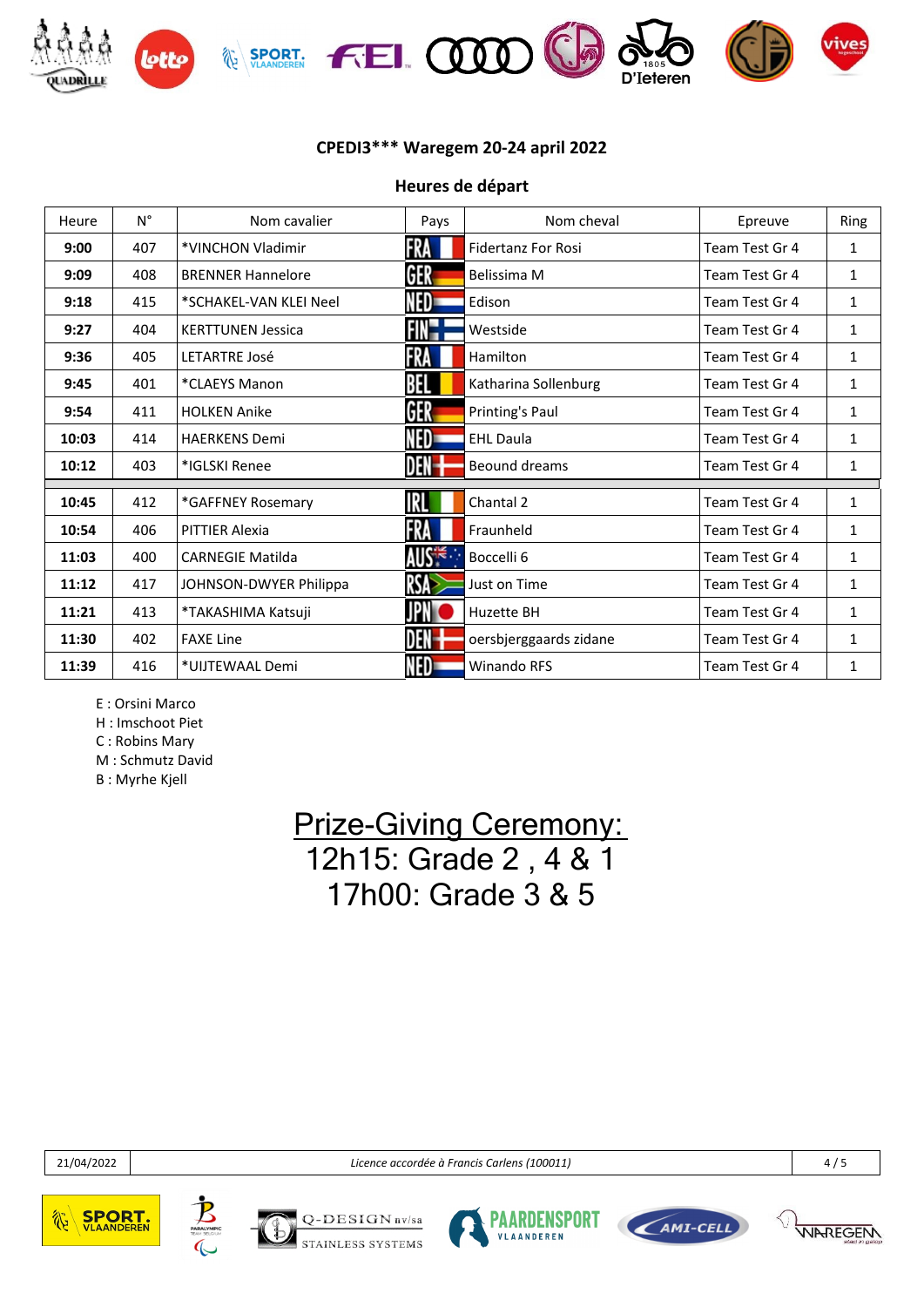## CPEDI3*** Waregem 20-24 april 2022

### Heures de départ

| Heure | N° | Nom cavalier | Pays | Nom cheval | Epreuve | Ring |
|---|---|---|---|---|---|---|
| **9:00** | 407 | *VINCHON Vladimir | FRA | Fidertanz For Rosi | Team Test Gr 4 | 1 |
| **9:09** | 408 | BRENNER Hannelore | GER | Belissima M | Team Test Gr 4 | 1 |
| **9:18** | 415 | *SCHAKEL-VAN KLEI Neel | NED | Edison | Team Test Gr 4 | 1 |
| **9:27** | 404 | KERTTUNEN Jessica | FIN | Westside | Team Test Gr 4 | 1 |
| **9:36** | 405 | LETARTRE José | FRA | Hamilton | Team Test Gr 4 | 1 |
| **9:45** | 401 | *CLAEYS Manon | BEL | Katharina Sollenburg | Team Test Gr 4 | 1 |
| **9:54** | 411 | HOLKEN Anike | GER | Printing's Paul | Team Test Gr 4 | 1 |
| **10:03** | 414 | HAERKENS Demi | NED | EHL Daula | Team Test Gr 4 | 1 |
| **10:12** | 403 | *IGLSKI Renee | DEN | Beound dreams | Team Test Gr 4 | 1 |
| **10:45** | 412 | *GAFFNEY Rosemary | IRL | Chantal 2 | Team Test Gr 4 | 1 |
| **10:54** | 406 | PITTIER Alexia | FRA | Fraunheld | Team Test Gr 4 | 1 |
| **11:03** | 400 | CARNEGIE Matilda | AUS | Boccelli 6 | Team Test Gr 4 | 1 |
| **11:12** | 417 | JOHNSON-DWYER Philippa | RSA | Just on Time | Team Test Gr 4 | 1 |
| **11:21** | 413 | *TAKASHIMA Katsuji | JPN | Huzette BH | Team Test Gr 4 | 1 |
| **11:30** | 402 | FAXE Line | DEN | oersbjerggaards zidane | Team Test Gr 4 | 1 |
| **11:39** | 416 | *UIJTEWAAL Demi | NED | Winando RFS | Team Test Gr 4 | 1 |

E : Orsini Marco
H : Imschoot Piet
C : Robins Mary
M : Schmutz David
B : Myrhe Kjell

## Prize-Giving Ceremony:
## 12h15: Grade 2 , 4 & 1
## 17h00: Grade 3 & 5

21/04/2022 | *Licence accordée à Francis Carlens (100011)*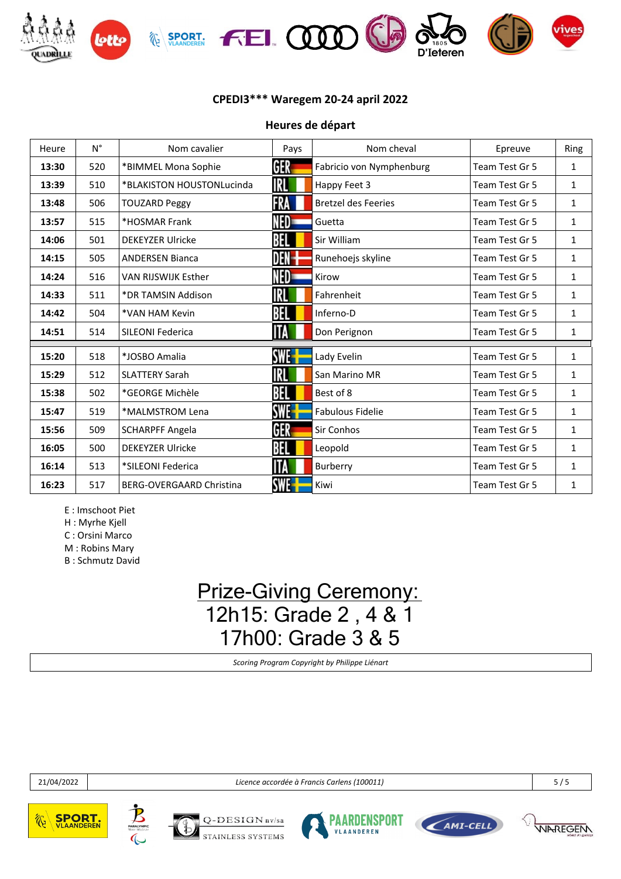**CPEDI3\*\*\* Waregem 20-24 april 2022**

**Heures de départ**

| Heure | N° | Nom cavalier | Pays | Nom cheval | Epreuve | Ring |
|---|---|---|---|---|---|---|
| **13:30** | 520 | *BIMMEL Mona Sophie | GER | Fabricio von Nymphenburg | Team Test Gr 5 | 1 |
| **13:39** | 510 | *BLAKISTON HOUSTONLucinda | IRL | Happy Feet 3 | Team Test Gr 5 | 1 |
| **13:48** | 506 | TOUZARD Peggy | FRA | Bretzel des Feeries | Team Test Gr 5 | 1 |
| **13:57** | 515 | *HOSMAR Frank | NED | Guetta | Team Test Gr 5 | 1 |
| **14:06** | 501 | DEKEYZER Ulricke | BEL | Sir William | Team Test Gr 5 | 1 |
| **14:15** | 505 | ANDERSEN Bianca | DEN | Runehoejs skyline | Team Test Gr 5 | 1 |
| **14:24** | 516 | VAN RIJSWIJK Esther | NED | Kirow | Team Test Gr 5 | 1 |
| **14:33** | 511 | *DR TAMSIN Addison | IRL | Fahrenheit | Team Test Gr 5 | 1 |
| **14:42** | 504 | *VAN HAM Kevin | BEL | Inferno-D | Team Test Gr 5 | 1 |
| **14:51** | 514 | SILEONI Federica | ITA | Don Perignon | Team Test Gr 5 | 1 |
| **15:20** | 518 | *JOSBO Amalia | SWE | Lady Evelin | Team Test Gr 5 | 1 |
| **15:29** | 512 | SLATTERY Sarah | IRL | San Marino MR | Team Test Gr 5 | 1 |
| **15:38** | 502 | *GEORGE Michèle | BEL | Best of 8 | Team Test Gr 5 | 1 |
| **15:47** | 519 | *MALMSTROM Lena | SWE | Fabulous Fidelie | Team Test Gr 5 | 1 |
| **15:56** | 509 | SCHARPFF Angela | GER | Sir Conhos | Team Test Gr 5 | 1 |
| **16:05** | 500 | DEKEYZER Ulricke | BEL | Leopold | Team Test Gr 5 | 1 |
| **16:14** | 513 | *SILEONI Federica | ITA | Burberry | Team Test Gr 5 | 1 |
| **16:23** | 517 | BERG-OVERGAARD Christina | SWE | Kiwi | Team Test Gr 5 | 1 |

E : Imschoot Piet
H : Myrhe Kjell
C : Orsini Marco
M : Robins Mary
B : Schmutz David

Prize-Giving Ceremony:
12h15: Grade 2 , 4 & 1
17h00: Grade 3 & 5

*Scoring Program Copyright by Philippe Liénart*

21/04/2022 | *Licence accordée à Francis Carlens (100011)*